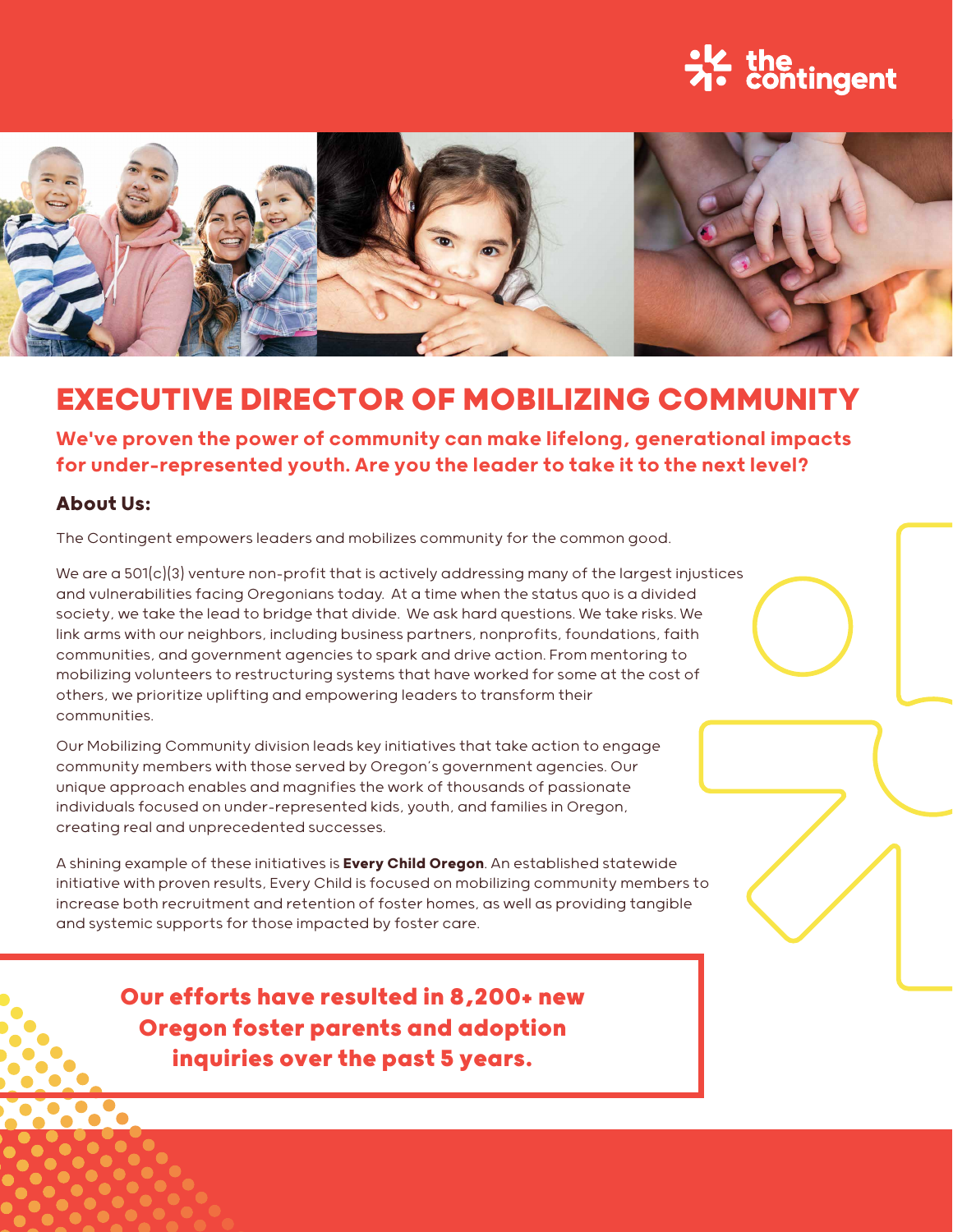# EXECUTIVE DIRECTOR OF MOBILIZING COMMUNITY

**We've proven the power of community can make lifelong, generational impacts for under-represented youth. Are you the leader to take it to the next level?**

## About Us:

The Contingent empowers leaders and mobilizes community for the common good.

We are a 501(c)(3) venture non-profit that is actively addressing many of the largest injustices and vulnerabilities facing Oregonians today. At a time when the status quo is a divided society, we take the lead to bridge that divide. We ask hard questions. We take risks. We link arms with our neighbors, including business partners, nonprofits, foundations, faith communities, and government agencies to spark and drive action. From mentoring to mobilizing volunteers to restructuring systems that have worked for some at the cost of others, we prioritize uplifting and empowering leaders to transform their communities.

Our Mobilizing Community division leads key initiatives that take action to engage community members with those served by Oregon's government agencies. Our unique approach enables and magnifies the work of thousands of passionate individuals focused on under-represented kids, youth, and families in Oregon, creating real and unprecedented successes.

A shining example of these initiatives is **Every Child Oregon**. An established statewide initiative with proven results, Every Child is focused on mobilizing community members to increase both recruitment and retention of foster homes, as well as providing tangible and systemic supports for those impacted by foster care.

**Our efforts have resulted in 8,200+ new Oregon foster parents and adoption inquiries over the past 5 years.**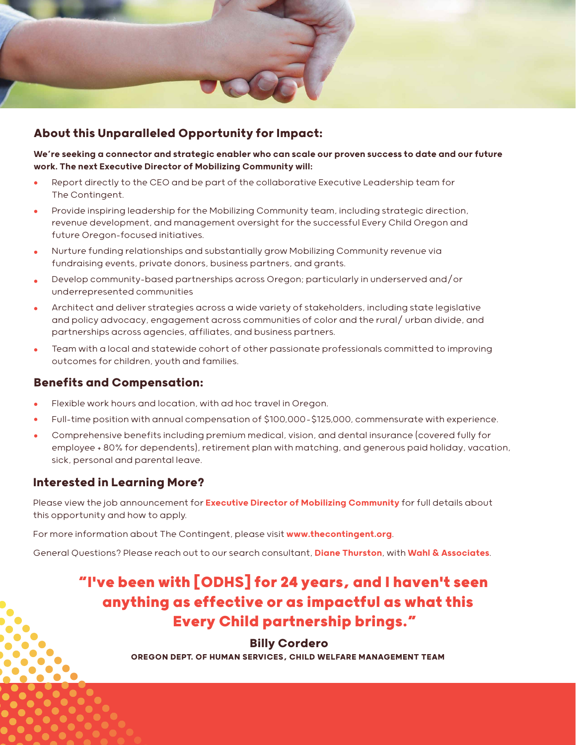## About this Unparalleled Opportunity for Impact:

**We're seeking a connector and strategic enabler who can scale our proven success to date and our future work. The next Executive Director of Mobilizing Community will:**

- Report directly to the CEO and be part of the collaborative Executive Leadership team for The Contingent.
- Provide inspiring leadership for the Mobilizing Community team, including strategic direction, revenue development, and management oversight for the successful Every Child Oregon and future Oregon-focused initiatives.
- Nurture funding relationships and substantially grow Mobilizing Community revenue via fundraising events, private donors, business partners, and grants.
- Develop community-based partnerships across Oregon; particularly in underserved and/or underrepresented communities
- Architect and deliver strategies across a wide variety of stakeholders, including state legislative and policy advocacy, engagement across communities of color and the rural/ urban divide, and partnerships across agencies, affiliates, and business partners.
- Team with a local and statewide cohort of other passionate professionals committed to improving outcomes for children, youth and families.

## Benefits and Compensation:

- Flexible work hours and location, with ad hoc travel in Oregon.
- Full-time position with annual compensation of $100,000 - $125,000, commensurate with experience.
- Comprehensive benefits including premium medical, vision, and dental insurance (covered fully for employee + 80% for dependents), retirement plan with matching, and generous paid holiday, vacation, sick, personal and parental leave.

## Interested in Learning More?

Please view the job announcement for **Executive Director of Mobilizing Community** for full details about this opportunity and how to apply.

For more information about The Contingent, please visit **www.thecontingent.org**.

General Questions? Please reach out to our search consultant, **Diane Thurston**, with **Wahl & Associates**.

**"I've been with [ODHS] for 24 years, and I haven't seen anything as effective or as impactful as what this Every Child partnership brings."**

**Billy Cordero**

OREGON DEPT. OF HUMAN SERVICES, CHILD WELFARE MANAGEMENT TEAM